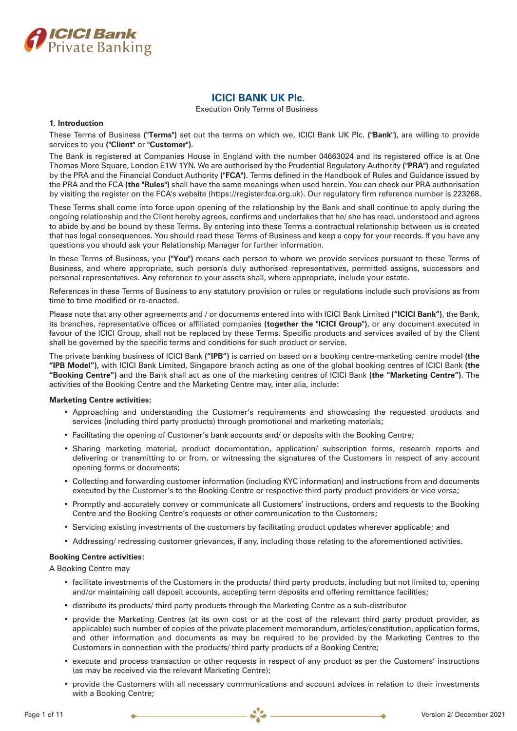# ICICI BANK UK Plc.

Execution Only Terms of Business

## 1. Introduction

These Terms of Business **("Terms")** set out the terms on which we, ICICI Bank UK Plc. **("Bank")**, are willing to provide services to you **("Client"** or **"Customer")**.

The Bank is registered at Companies House in England with the number 04663024 and its registered office is at One Thomas More Square, London E1W 1YN. We are authorised by the Prudential Regulatory Authority **("PRA")** and regulated by the PRA and the Financial Conduct Authority **("FCA")**. Terms defined in the Handbook of Rules and Guidance issued by the PRA and the FCA **(the "Rules")** shall have the same meanings when used herein. You can check our PRA authorisation by visiting the register on the FCA's website (https://register.fca.org.uk). Our regulatory firm reference number is 223268.

These Terms shall come into force upon opening of the relationship by the Bank and shall continue to apply during the ongoing relationship and the Client hereby agrees, confirms and undertakes that he/ she has read, understood and agrees to abide by and be bound by these Terms. By entering into these Terms a contractual relationship between us is created that has legal consequences. You should read these Terms of Business and keep a copy for your records. If you have any questions you should ask your Relationship Manager for further information.

In these Terms of Business, you **("You")** means each person to whom we provide services pursuant to these Terms of Business, and where appropriate, such person's duly authorised representatives, permitted assigns, successors and personal representatives. Any reference to your assets shall, where appropriate, include your estate.

References in these Terms of Business to any statutory provision or rules or regulations include such provisions as from time to time modified or re-enacted.

Please note that any other agreements and / or documents entered into with ICICI Bank Limited **("ICICI Bank")**, the Bank, its branches, representative offices or affiliated companies **(together the "ICICI Group")**, or any document executed in favour of the ICICI Group, shall not be replaced by these Terms. Specific products and services availed of by the Client shall be governed by the specific terms and conditions for such product or service.

The private banking business of ICICI Bank **("IPB")** is carried on based on a booking centre-marketing centre model **(the "IPB Model")**, with ICICI Bank Limited, Singapore branch acting as one of the global booking centres of ICICI Bank **(the "Booking Centre")** and the Bank shall act as one of the marketing centres of ICICI Bank **(the "Marketing Centre")**. The activities of the Booking Centre and the Marketing Centre may, inter alia, include:

**Marketing Centre activities:**

- Approaching and understanding the Customer's requirements and showcasing the requested products and services (including third party products) through promotional and marketing materials;
- Facilitating the opening of Customer's bank accounts and/ or deposits with the Booking Centre;
- Sharing marketing material, product documentation, application/ subscription forms, research reports and delivering or transmitting to or from, or witnessing the signatures of the Customers in respect of any account opening forms or documents;
- Collecting and forwarding customer information (including KYC information) and instructions from and documents executed by the Customer's to the Booking Centre or respective third party product providers or vice versa;
- Promptly and accurately convey or communicate all Customers' instructions, orders and requests to the Booking Centre and the Booking Centre's requests or other communication to the Customers;
- Servicing existing investments of the customers by facilitating product updates wherever applicable; and
- Addressing/ redressing customer grievances, if any, including those relating to the aforementioned activities.

**Booking Centre activities:**

A Booking Centre may

- facilitate investments of the Customers in the products/ third party products, including but not limited to, opening and/or maintaining call deposit accounts, accepting term deposits and offering remittance facilities;
- distribute its products/ third party products through the Marketing Centre as a sub-distributor
- provide the Marketing Centres (at its own cost or at the cost of the relevant third party product provider, as applicable) such number of copies of the private placement memorandum, articles/constitution, application forms, and other information and documents as may be required to be provided by the Marketing Centres to the Customers in connection with the products/ third party products of a Booking Centre;
- execute and process transaction or other requests in respect of any product as per the Customers' instructions (as may be received via the relevant Marketing Centre);
- provide the Customers with all necessary communications and account advices in relation to their investments with a Booking Centre;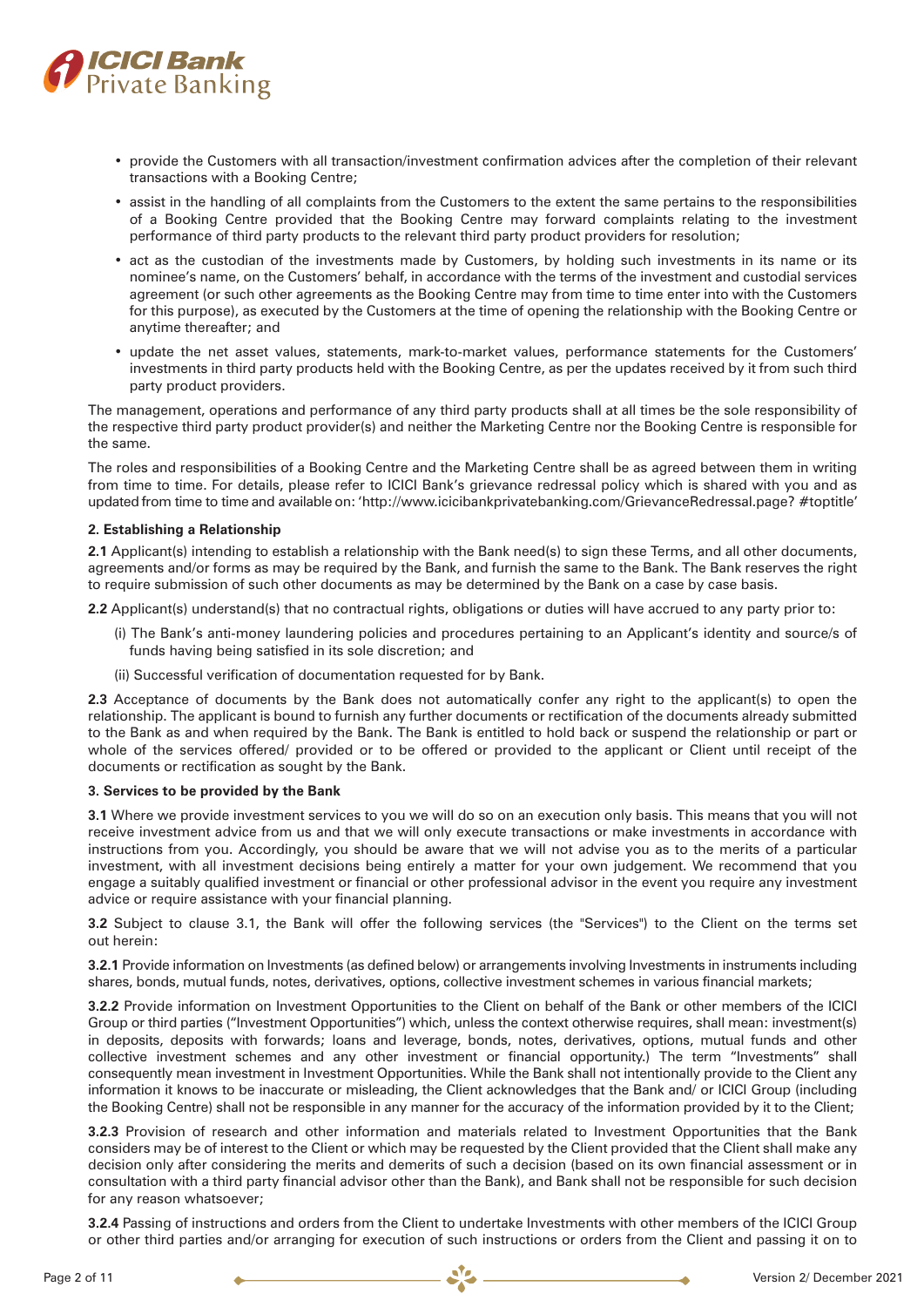- provide the Customers with all transaction/investment confirmation advices after the completion of their relevant transactions with a Booking Centre;
- assist in the handling of all complaints from the Customers to the extent the same pertains to the responsibilities of a Booking Centre provided that the Booking Centre may forward complaints relating to the investment performance of third party products to the relevant third party product providers for resolution;
- act as the custodian of the investments made by Customers, by holding such investments in its name or its nominee's name, on the Customers' behalf, in accordance with the terms of the investment and custodial services agreement (or such other agreements as the Booking Centre may from time to time enter into with the Customers for this purpose), as executed by the Customers at the time of opening the relationship with the Booking Centre or anytime thereafter; and
- update the net asset values, statements, mark-to-market values, performance statements for the Customers' investments in third party products held with the Booking Centre, as per the updates received by it from such third party product providers.

The management, operations and performance of any third party products shall at all times be the sole responsibility of the respective third party product provider(s) and neither the Marketing Centre nor the Booking Centre is responsible for the same.

The roles and responsibilities of a Booking Centre and the Marketing Centre shall be as agreed between them in writing from time to time. For details, please refer to ICICI Bank's grievance redressal policy which is shared with you and as updated from time to time and available on: 'http://www.icicibankprivatebanking.com/GrievanceRedressal.page? #toptitle'

**2. Establishing a Relationship**

**2.1** Applicant(s) intending to establish a relationship with the Bank need(s) to sign these Terms, and all other documents, agreements and/or forms as may be required by the Bank, and furnish the same to the Bank. The Bank reserves the right to require submission of such other documents as may be determined by the Bank on a case by case basis.

**2.2** Applicant(s) understand(s) that no contractual rights, obligations or duties will have accrued to any party prior to:

(i) The Bank's anti-money laundering policies and procedures pertaining to an Applicant's identity and source/s of funds having being satisfied in its sole discretion; and

(ii) Successful verification of documentation requested for by Bank.

**2.3** Acceptance of documents by the Bank does not automatically confer any right to the applicant(s) to open the relationship. The applicant is bound to furnish any further documents or rectification of the documents already submitted to the Bank as and when required by the Bank. The Bank is entitled to hold back or suspend the relationship or part or whole of the services offered/ provided or to be offered or provided to the applicant or Client until receipt of the documents or rectification as sought by the Bank.

**3. Services to be provided by the Bank**

**3.1** Where we provide investment services to you we will do so on an execution only basis. This means that you will not receive investment advice from us and that we will only execute transactions or make investments in accordance with instructions from you. Accordingly, you should be aware that we will not advise you as to the merits of a particular investment, with all investment decisions being entirely a matter for your own judgement. We recommend that you engage a suitably qualified investment or financial or other professional advisor in the event you require any investment advice or require assistance with your financial planning.

**3.2** Subject to clause 3.1, the Bank will offer the following services (the "Services") to the Client on the terms set out herein:

**3.2.1** Provide information on Investments (as defined below) or arrangements involving Investments in instruments including shares, bonds, mutual funds, notes, derivatives, options, collective investment schemes in various financial markets;

**3.2.2** Provide information on Investment Opportunities to the Client on behalf of the Bank or other members of the ICICI Group or third parties ("Investment Opportunities") which, unless the context otherwise requires, shall mean: investment(s) in deposits, deposits with forwards; loans and leverage, bonds, notes, derivatives, options, mutual funds and other collective investment schemes and any other investment or financial opportunity.) The term "Investments" shall consequently mean investment in Investment Opportunities. While the Bank shall not intentionally provide to the Client any information it knows to be inaccurate or misleading, the Client acknowledges that the Bank and/ or ICICI Group (including the Booking Centre) shall not be responsible in any manner for the accuracy of the information provided by it to the Client;

**3.2.3** Provision of research and other information and materials related to Investment Opportunities that the Bank considers may be of interest to the Client or which may be requested by the Client provided that the Client shall make any decision only after considering the merits and demerits of such a decision (based on its own financial assessment or in consultation with a third party financial advisor other than the Bank), and Bank shall not be responsible for such decision for any reason whatsoever;

**3.2.4** Passing of instructions and orders from the Client to undertake Investments with other members of the ICICI Group or other third parties and/or arranging for execution of such instructions or orders from the Client and passing it on to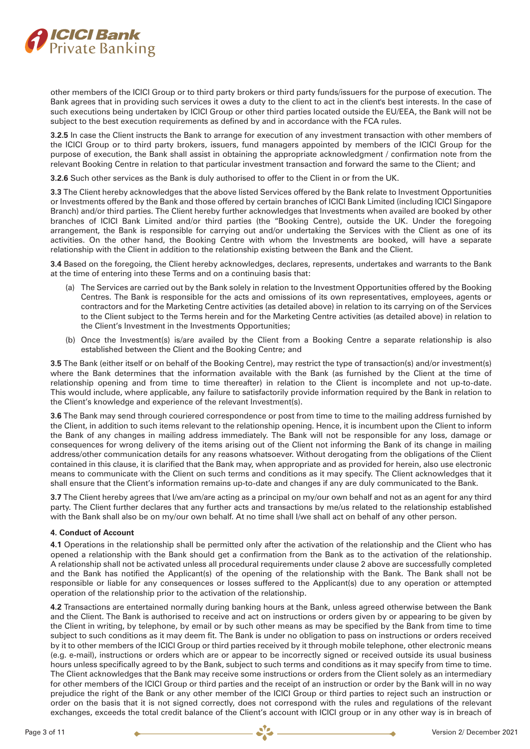other members of the ICICI Group or to third party brokers or third party funds/issuers for the purpose of execution. The Bank agrees that in providing such services it owes a duty to the client to act in the client's best interests. In the case of such executions being undertaken by ICICI Group or other third parties located outside the EU/EEA, the Bank will not be subject to the best execution requirements as defined by and in accordance with the FCA rules.

**3.2.5** In case the Client instructs the Bank to arrange for execution of any investment transaction with other members of the ICICI Group or to third party brokers, issuers, fund managers appointed by members of the ICICI Group for the purpose of execution, the Bank shall assist in obtaining the appropriate acknowledgment / confirmation note from the relevant Booking Centre in relation to that particular investment transaction and forward the same to the Client; and

**3.2.6** Such other services as the Bank is duly authorised to offer to the Client in or from the UK.

**3.3** The Client hereby acknowledges that the above listed Services offered by the Bank relate to Investment Opportunities or Investments offered by the Bank and those offered by certain branches of ICICI Bank Limited (including ICICI Singapore Branch) and/or third parties. The Client hereby further acknowledges that Investments when availed are booked by other branches of ICICI Bank Limited and/or third parties (the "Booking Centre), outside the UK. Under the foregoing arrangement, the Bank is responsible for carrying out and/or undertaking the Services with the Client as one of its activities. On the other hand, the Booking Centre with whom the Investments are booked, will have a separate relationship with the Client in addition to the relationship existing between the Bank and the Client.

**3.4** Based on the foregoing, the Client hereby acknowledges, declares, represents, undertakes and warrants to the Bank at the time of entering into these Terms and on a continuing basis that:

- (a) The Services are carried out by the Bank solely in relation to the Investment Opportunities offered by the Booking Centres. The Bank is responsible for the acts and omissions of its own representatives, employees, agents or contractors and for the Marketing Centre activities (as detailed above) in relation to its carrying on of the Services to the Client subject to the Terms herein and for the Marketing Centre activities (as detailed above) in relation to the Client's Investment in the Investments Opportunities;
- (b) Once the Investment(s) is/are availed by the Client from a Booking Centre a separate relationship is also established between the Client and the Booking Centre; and

**3.5** The Bank (either itself or on behalf of the Booking Centre), may restrict the type of transaction(s) and/or investment(s) where the Bank determines that the information available with the Bank (as furnished by the Client at the time of relationship opening and from time to time thereafter) in relation to the Client is incomplete and not up-to-date. This would include, where applicable, any failure to satisfactorily provide information required by the Bank in relation to the Client's knowledge and experience of the relevant Investment(s).

**3.6** The Bank may send through couriered correspondence or post from time to time to the mailing address furnished by the Client, in addition to such items relevant to the relationship opening. Hence, it is incumbent upon the Client to inform the Bank of any changes in mailing address immediately. The Bank will not be responsible for any loss, damage or consequences for wrong delivery of the items arising out of the Client not informing the Bank of its change in mailing address/other communication details for any reasons whatsoever. Without derogating from the obligations of the Client contained in this clause, it is clarified that the Bank may, when appropriate and as provided for herein, also use electronic means to communicate with the Client on such terms and conditions as it may specify. The Client acknowledges that it shall ensure that the Client's information remains up-to-date and changes if any are duly communicated to the Bank.

**3.7** The Client hereby agrees that I/we am/are acting as a principal on my/our own behalf and not as an agent for any third party. The Client further declares that any further acts and transactions by me/us related to the relationship established with the Bank shall also be on my/our own behalf. At no time shall I/we shall act on behalf of any other person.

**4. Conduct of Account**

**4.1** Operations in the relationship shall be permitted only after the activation of the relationship and the Client who has opened a relationship with the Bank should get a confirmation from the Bank as to the activation of the relationship. A relationship shall not be activated unless all procedural requirements under clause 2 above are successfully completed and the Bank has notified the Applicant(s) of the opening of the relationship with the Bank. The Bank shall not be responsible or liable for any consequences or losses suffered to the Applicant(s) due to any operation or attempted operation of the relationship prior to the activation of the relationship.

**4.2** Transactions are entertained normally during banking hours at the Bank, unless agreed otherwise between the Bank and the Client. The Bank is authorised to receive and act on instructions or orders given by or appearing to be given by the Client in writing, by telephone, by email or by such other means as may be specified by the Bank from time to time subject to such conditions as it may deem fit. The Bank is under no obligation to pass on instructions or orders received by it to other members of the ICICI Group or third parties received by it through mobile telephone, other electronic means (e.g. e-mail), instructions or orders which are or appear to be incorrectly signed or received outside its usual business hours unless specifically agreed to by the Bank, subject to such terms and conditions as it may specify from time to time. The Client acknowledges that the Bank may receive some instructions or orders from the Client solely as an intermediary for other members of the ICICI Group or third parties and the receipt of an instruction or order by the Bank will in no way prejudice the right of the Bank or any other member of the ICICI Group or third parties to reject such an instruction or order on the basis that it is not signed correctly, does not correspond with the rules and regulations of the relevant exchanges, exceeds the total credit balance of the Client's account with ICICI group or in any other way is in breach of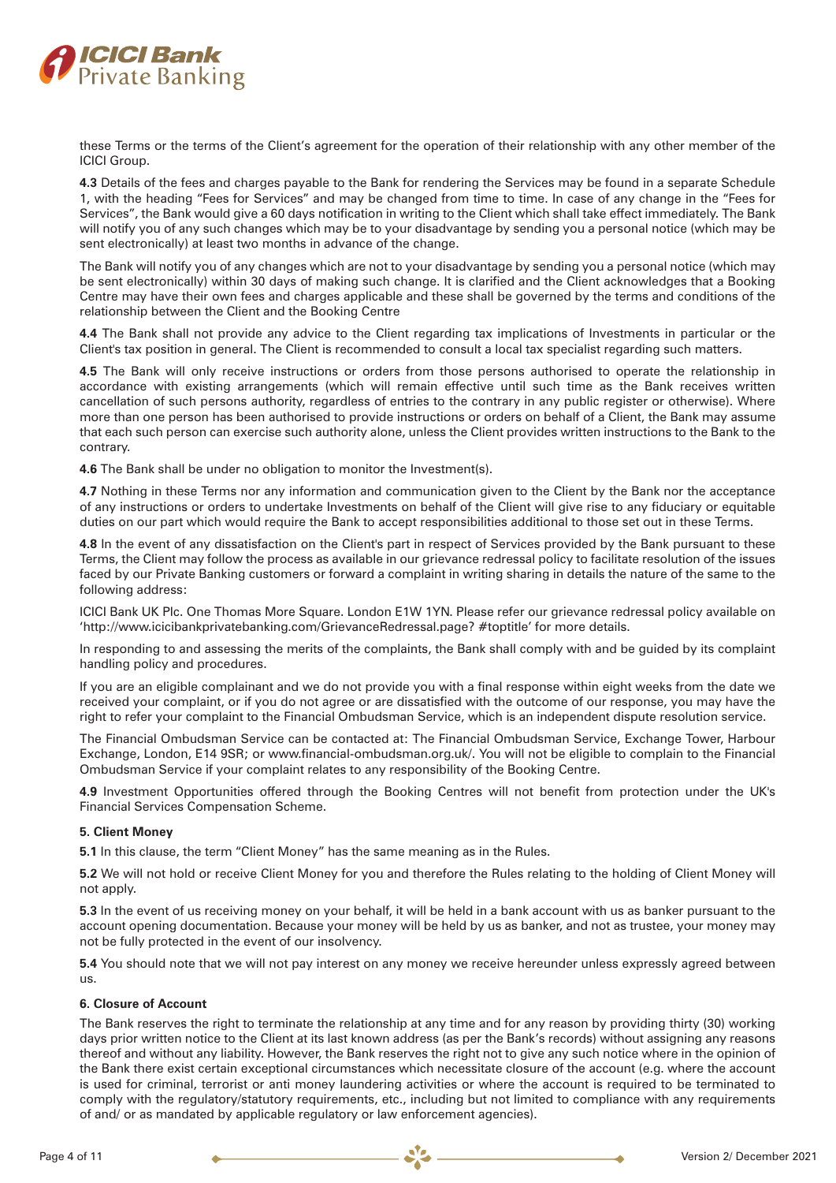these Terms or the terms of the Client's agreement for the operation of their relationship with any other member of the ICICI Group.

**4.3** Details of the fees and charges payable to the Bank for rendering the Services may be found in a separate Schedule 1, with the heading "Fees for Services" and may be changed from time to time. In case of any change in the "Fees for Services", the Bank would give a 60 days notification in writing to the Client which shall take effect immediately. The Bank will notify you of any such changes which may be to your disadvantage by sending you a personal notice (which may be sent electronically) at least two months in advance of the change.

The Bank will notify you of any changes which are not to your disadvantage by sending you a personal notice (which may be sent electronically) within 30 days of making such change. It is clarified and the Client acknowledges that a Booking Centre may have their own fees and charges applicable and these shall be governed by the terms and conditions of the relationship between the Client and the Booking Centre

**4.4** The Bank shall not provide any advice to the Client regarding tax implications of Investments in particular or the Client's tax position in general. The Client is recommended to consult a local tax specialist regarding such matters.

**4.5** The Bank will only receive instructions or orders from those persons authorised to operate the relationship in accordance with existing arrangements (which will remain effective until such time as the Bank receives written cancellation of such persons authority, regardless of entries to the contrary in any public register or otherwise). Where more than one person has been authorised to provide instructions or orders on behalf of a Client, the Bank may assume that each such person can exercise such authority alone, unless the Client provides written instructions to the Bank to the contrary.

**4.6** The Bank shall be under no obligation to monitor the Investment(s).

**4.7** Nothing in these Terms nor any information and communication given to the Client by the Bank nor the acceptance of any instructions or orders to undertake Investments on behalf of the Client will give rise to any fiduciary or equitable duties on our part which would require the Bank to accept responsibilities additional to those set out in these Terms.

**4.8** In the event of any dissatisfaction on the Client's part in respect of Services provided by the Bank pursuant to these Terms, the Client may follow the process as available in our grievance redressal policy to facilitate resolution of the issues faced by our Private Banking customers or forward a complaint in writing sharing in details the nature of the same to the following address:

ICICI Bank UK Plc. One Thomas More Square. London E1W 1YN. Please refer our grievance redressal policy available on 'http://www.icicibankprivatebanking.com/GrievanceRedressal.page? #toptitle' for more details.

In responding to and assessing the merits of the complaints, the Bank shall comply with and be guided by its complaint handling policy and procedures.

If you are an eligible complainant and we do not provide you with a final response within eight weeks from the date we received your complaint, or if you do not agree or are dissatisfied with the outcome of our response, you may have the right to refer your complaint to the Financial Ombudsman Service, which is an independent dispute resolution service.

The Financial Ombudsman Service can be contacted at: The Financial Ombudsman Service, Exchange Tower, Harbour Exchange, London, E14 9SR; or www.financial-ombudsman.org.uk/. You will not be eligible to complain to the Financial Ombudsman Service if your complaint relates to any responsibility of the Booking Centre.

**4.9** Investment Opportunities offered through the Booking Centres will not benefit from protection under the UK's Financial Services Compensation Scheme.

### 5. Client Money

**5.1** In this clause, the term "Client Money" has the same meaning as in the Rules.

**5.2** We will not hold or receive Client Money for you and therefore the Rules relating to the holding of Client Money will not apply.

**5.3** In the event of us receiving money on your behalf, it will be held in a bank account with us as banker pursuant to the account opening documentation. Because your money will be held by us as banker, and not as trustee, your money may not be fully protected in the event of our insolvency.

**5.4** You should note that we will not pay interest on any money we receive hereunder unless expressly agreed between us.

### 6. Closure of Account

The Bank reserves the right to terminate the relationship at any time and for any reason by providing thirty (30) working days prior written notice to the Client at its last known address (as per the Bank's records) without assigning any reasons thereof and without any liability. However, the Bank reserves the right not to give any such notice where in the opinion of the Bank there exist certain exceptional circumstances which necessitate closure of the account (e.g. where the account is used for criminal, terrorist or anti money laundering activities or where the account is required to be terminated to comply with the regulatory/statutory requirements, etc., including but not limited to compliance with any requirements of and/ or as mandated by applicable regulatory or law enforcement agencies).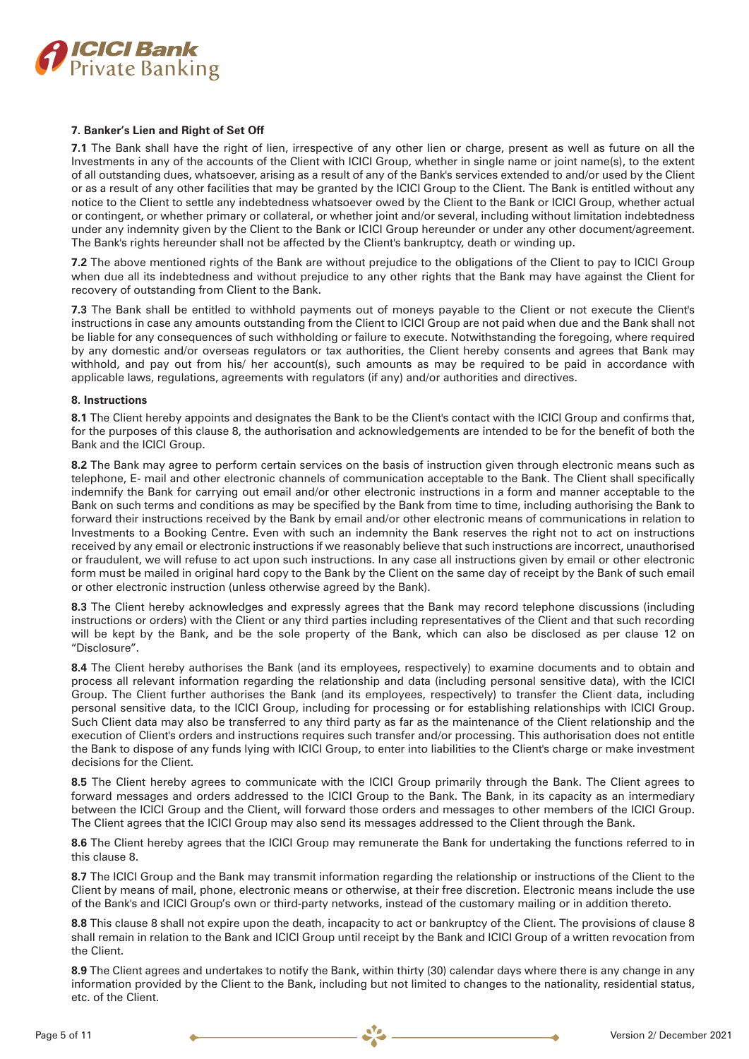### 7. Banker's Lien and Right of Set Off

**7.1** The Bank shall have the right of lien, irrespective of any other lien or charge, present as well as future on all the Investments in any of the accounts of the Client with ICICI Group, whether in single name or joint name(s), to the extent of all outstanding dues, whatsoever, arising as a result of any of the Bank's services extended to and/or used by the Client or as a result of any other facilities that may be granted by the ICICI Group to the Client. The Bank is entitled without any notice to the Client to settle any indebtedness whatsoever owed by the Client to the Bank or ICICI Group, whether actual or contingent, or whether primary or collateral, or whether joint and/or several, including without limitation indebtedness under any indemnity given by the Client to the Bank or ICICI Group hereunder or under any other document/agreement. The Bank's rights hereunder shall not be affected by the Client's bankruptcy, death or winding up.

**7.2** The above mentioned rights of the Bank are without prejudice to the obligations of the Client to pay to ICICI Group when due all its indebtedness and without prejudice to any other rights that the Bank may have against the Client for recovery of outstanding from Client to the Bank.

**7.3** The Bank shall be entitled to withhold payments out of moneys payable to the Client or not execute the Client's instructions in case any amounts outstanding from the Client to ICICI Group are not paid when due and the Bank shall not be liable for any consequences of such withholding or failure to execute. Notwithstanding the foregoing, where required by any domestic and/or overseas regulators or tax authorities, the Client hereby consents and agrees that Bank may withhold, and pay out from his/ her account(s), such amounts as may be required to be paid in accordance with applicable laws, regulations, agreements with regulators (if any) and/or authorities and directives.

### 8. Instructions

**8.1** The Client hereby appoints and designates the Bank to be the Client's contact with the ICICI Group and confirms that, for the purposes of this clause 8, the authorisation and acknowledgements are intended to be for the benefit of both the Bank and the ICICI Group.

**8.2** The Bank may agree to perform certain services on the basis of instruction given through electronic means such as telephone, E- mail and other electronic channels of communication acceptable to the Bank. The Client shall specifically indemnify the Bank for carrying out email and/or other electronic instructions in a form and manner acceptable to the Bank on such terms and conditions as may be specified by the Bank from time to time, including authorising the Bank to forward their instructions received by the Bank by email and/or other electronic means of communications in relation to Investments to a Booking Centre. Even with such an indemnity the Bank reserves the right not to act on instructions received by any email or electronic instructions if we reasonably believe that such instructions are incorrect, unauthorised or fraudulent, we will refuse to act upon such instructions. In any case all instructions given by email or other electronic form must be mailed in original hard copy to the Bank by the Client on the same day of receipt by the Bank of such email or other electronic instruction (unless otherwise agreed by the Bank).

**8.3** The Client hereby acknowledges and expressly agrees that the Bank may record telephone discussions (including instructions or orders) with the Client or any third parties including representatives of the Client and that such recording will be kept by the Bank, and be the sole property of the Bank, which can also be disclosed as per clause 12 on "Disclosure".

**8.4** The Client hereby authorises the Bank (and its employees, respectively) to examine documents and to obtain and process all relevant information regarding the relationship and data (including personal sensitive data), with the ICICI Group. The Client further authorises the Bank (and its employees, respectively) to transfer the Client data, including personal sensitive data, to the ICICI Group, including for processing or for establishing relationships with ICICI Group. Such Client data may also be transferred to any third party as far as the maintenance of the Client relationship and the execution of Client's orders and instructions requires such transfer and/or processing. This authorisation does not entitle the Bank to dispose of any funds lying with ICICI Group, to enter into liabilities to the Client's charge or make investment decisions for the Client.

**8.5** The Client hereby agrees to communicate with the ICICI Group primarily through the Bank. The Client agrees to forward messages and orders addressed to the ICICI Group to the Bank. The Bank, in its capacity as an intermediary between the ICICI Group and the Client, will forward those orders and messages to other members of the ICICI Group. The Client agrees that the ICICI Group may also send its messages addressed to the Client through the Bank.

**8.6** The Client hereby agrees that the ICICI Group may remunerate the Bank for undertaking the functions referred to in this clause 8.

**8.7** The ICICI Group and the Bank may transmit information regarding the relationship or instructions of the Client to the Client by means of mail, phone, electronic means or otherwise, at their free discretion. Electronic means include the use of the Bank's and ICICI Group's own or third-party networks, instead of the customary mailing or in addition thereto.

**8.8** This clause 8 shall not expire upon the death, incapacity to act or bankruptcy of the Client. The provisions of clause 8 shall remain in relation to the Bank and ICICI Group until receipt by the Bank and ICICI Group of a written revocation from the Client.

**8.9** The Client agrees and undertakes to notify the Bank, within thirty (30) calendar days where there is any change in any information provided by the Client to the Bank, including but not limited to changes to the nationality, residential status, etc. of the Client.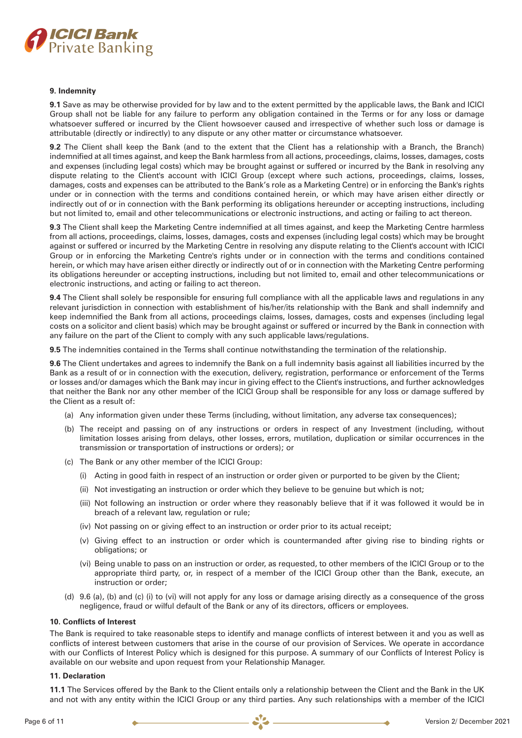### 9. Indemnity

**9.1** Save as may be otherwise provided for by law and to the extent permitted by the applicable laws, the Bank and ICICI Group shall not be liable for any failure to perform any obligation contained in the Terms or for any loss or damage whatsoever suffered or incurred by the Client howsoever caused and irrespective of whether such loss or damage is attributable (directly or indirectly) to any dispute or any other matter or circumstance whatsoever.

**9.2** The Client shall keep the Bank (and to the extent that the Client has a relationship with a Branch, the Branch) indemnified at all times against, and keep the Bank harmless from all actions, proceedings, claims, losses, damages, costs and expenses (including legal costs) which may be brought against or suffered or incurred by the Bank in resolving any dispute relating to the Client's account with ICICI Group (except where such actions, proceedings, claims, losses, damages, costs and expenses can be attributed to the Bank's role as a Marketing Centre) or in enforcing the Bank's rights under or in connection with the terms and conditions contained herein, or which may have arisen either directly or indirectly out of or in connection with the Bank performing its obligations hereunder or accepting instructions, including but not limited to, email and other telecommunications or electronic instructions, and acting or failing to act thereon.

**9.3** The Client shall keep the Marketing Centre indemnified at all times against, and keep the Marketing Centre harmless from all actions, proceedings, claims, losses, damages, costs and expenses (including legal costs) which may be brought against or suffered or incurred by the Marketing Centre in resolving any dispute relating to the Client's account with ICICI Group or in enforcing the Marketing Centre's rights under or in connection with the terms and conditions contained herein, or which may have arisen either directly or indirectly out of or in connection with the Marketing Centre performing its obligations hereunder or accepting instructions, including but not limited to, email and other telecommunications or electronic instructions, and acting or failing to act thereon.

**9.4** The Client shall solely be responsible for ensuring full compliance with all the applicable laws and regulations in any relevant jurisdiction in connection with establishment of his/her/its relationship with the Bank and shall indemnify and keep indemnified the Bank from all actions, proceedings claims, losses, damages, costs and expenses (including legal costs on a solicitor and client basis) which may be brought against or suffered or incurred by the Bank in connection with any failure on the part of the Client to comply with any such applicable laws/regulations.

**9.5** The indemnities contained in the Terms shall continue notwithstanding the termination of the relationship.

**9.6** The Client undertakes and agrees to indemnify the Bank on a full indemnity basis against all liabilities incurred by the Bank as a result of or in connection with the execution, delivery, registration, performance or enforcement of the Terms or losses and/or damages which the Bank may incur in giving effect to the Client's instructions, and further acknowledges that neither the Bank nor any other member of the ICICI Group shall be responsible for any loss or damage suffered by the Client as a result of:

(a) Any information given under these Terms (including, without limitation, any adverse tax consequences);

(b) The receipt and passing on of any instructions or orders in respect of any Investment (including, without limitation losses arising from delays, other losses, errors, mutilation, duplication or similar occurrences in the transmission or transportation of instructions or orders); or

(c) The Bank or any other member of the ICICI Group:

   (i) Acting in good faith in respect of an instruction or order given or purported to be given by the Client;

   (ii) Not investigating an instruction or order which they believe to be genuine but which is not;

   (iii) Not following an instruction or order where they reasonably believe that if it was followed it would be in breach of a relevant law, regulation or rule;

   (iv) Not passing on or giving effect to an instruction or order prior to its actual receipt;

   (v) Giving effect to an instruction or order which is countermanded after giving rise to binding rights or obligations; or

   (vi) Being unable to pass on an instruction or order, as requested, to other members of the ICICI Group or to the appropriate third party, or, in respect of a member of the ICICI Group other than the Bank, execute, an instruction or order;

(d) 9.6 (a), (b) and (c) (i) to (vi) will not apply for any loss or damage arising directly as a consequence of the gross negligence, fraud or wilful default of the Bank or any of its directors, officers or employees.

### 10. Conflicts of Interest

The Bank is required to take reasonable steps to identify and manage conflicts of interest between it and you as well as conflicts of interest between customers that arise in the course of our provision of Services. We operate in accordance with our Conflicts of Interest Policy which is designed for this purpose. A summary of our Conflicts of Interest Policy is available on our website and upon request from your Relationship Manager.

### 11. Declaration

**11.1** The Services offered by the Bank to the Client entails only a relationship between the Client and the Bank in the UK and not with any entity within the ICICI Group or any third parties. Any such relationships with a member of the ICICI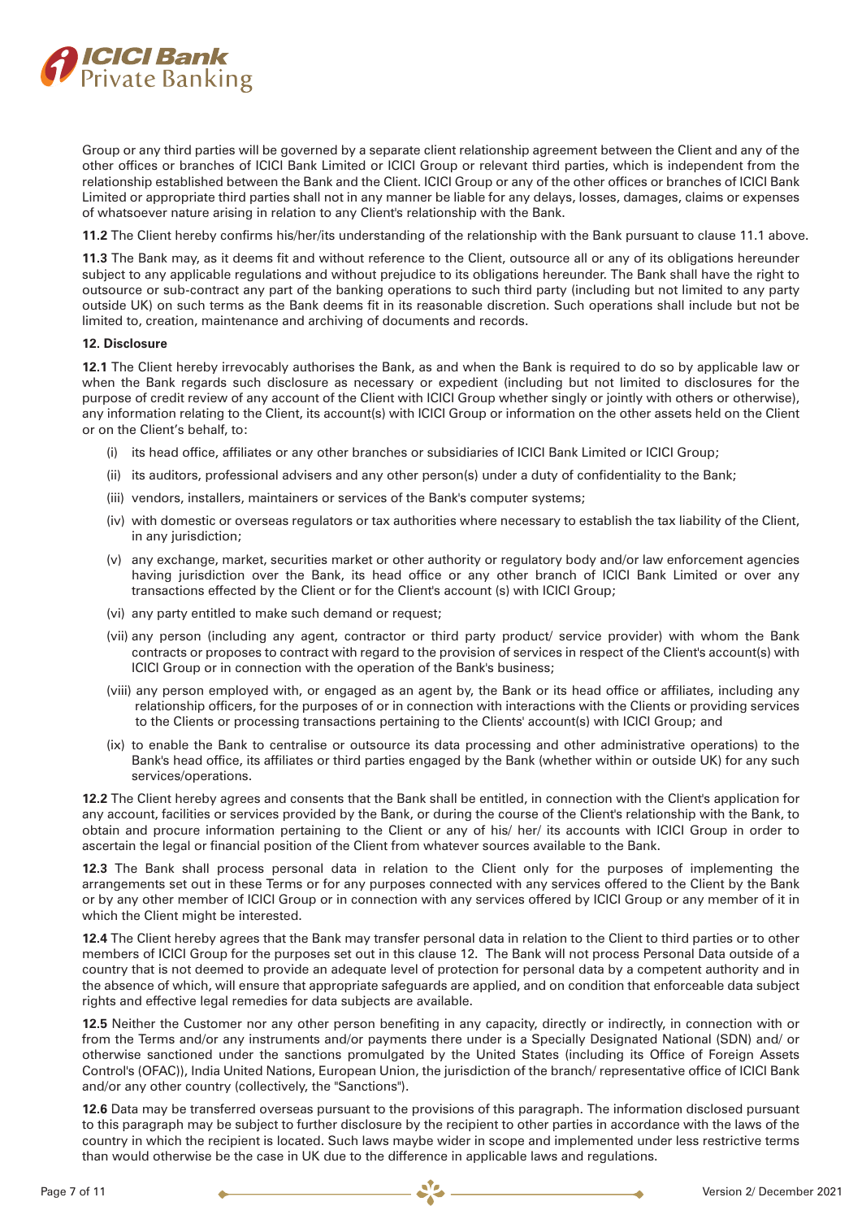Group or any third parties will be governed by a separate client relationship agreement between the Client and any of the other offices or branches of ICICI Bank Limited or ICICI Group or relevant third parties, which is independent from the relationship established between the Bank and the Client. ICICI Group or any of the other offices or branches of ICICI Bank Limited or appropriate third parties shall not in any manner be liable for any delays, losses, damages, claims or expenses of whatsoever nature arising in relation to any Client's relationship with the Bank.

**11.2** The Client hereby confirms his/her/its understanding of the relationship with the Bank pursuant to clause 11.1 above.

**11.3** The Bank may, as it deems fit and without reference to the Client, outsource all or any of its obligations hereunder subject to any applicable regulations and without prejudice to its obligations hereunder. The Bank shall have the right to outsource or sub-contract any part of the banking operations to such third party (including but not limited to any party outside UK) on such terms as the Bank deems fit in its reasonable discretion. Such operations shall include but not be limited to, creation, maintenance and archiving of documents and records.

**12. Disclosure**

**12.1** The Client hereby irrevocably authorises the Bank, as and when the Bank is required to do so by applicable law or when the Bank regards such disclosure as necessary or expedient (including but not limited to disclosures for the purpose of credit review of any account of the Client with ICICI Group whether singly or jointly with others or otherwise), any information relating to the Client, its account(s) with ICICI Group or information on the other assets held on the Client or on the Client's behalf, to:

(i) its head office, affiliates or any other branches or subsidiaries of ICICI Bank Limited or ICICI Group;

(ii) its auditors, professional advisers and any other person(s) under a duty of confidentiality to the Bank;

(iii) vendors, installers, maintainers or services of the Bank's computer systems;

(iv) with domestic or overseas regulators or tax authorities where necessary to establish the tax liability of the Client, in any jurisdiction;

(v) any exchange, market, securities market or other authority or regulatory body and/or law enforcement agencies having jurisdiction over the Bank, its head office or any other branch of ICICI Bank Limited or over any transactions effected by the Client or for the Client's account (s) with ICICI Group;

(vi) any party entitled to make such demand or request;

(vii) any person (including any agent, contractor or third party product/ service provider) with whom the Bank contracts or proposes to contract with regard to the provision of services in respect of the Client's account(s) with ICICI Group or in connection with the operation of the Bank's business;

(viii) any person employed with, or engaged as an agent by, the Bank or its head office or affiliates, including any relationship officers, for the purposes of or in connection with interactions with the Clients or providing services to the Clients or processing transactions pertaining to the Clients' account(s) with ICICI Group; and

(ix) to enable the Bank to centralise or outsource its data processing and other administrative operations) to the Bank's head office, its affiliates or third parties engaged by the Bank (whether within or outside UK) for any such services/operations.

**12.2** The Client hereby agrees and consents that the Bank shall be entitled, in connection with the Client's application for any account, facilities or services provided by the Bank, or during the course of the Client's relationship with the Bank, to obtain and procure information pertaining to the Client or any of his/ her/ its accounts with ICICI Group in order to ascertain the legal or financial position of the Client from whatever sources available to the Bank.

**12.3** The Bank shall process personal data in relation to the Client only for the purposes of implementing the arrangements set out in these Terms or for any purposes connected with any services offered to the Client by the Bank or by any other member of ICICI Group or in connection with any services offered by ICICI Group or any member of it in which the Client might be interested.

**12.4** The Client hereby agrees that the Bank may transfer personal data in relation to the Client to third parties or to other members of ICICI Group for the purposes set out in this clause 12. The Bank will not process Personal Data outside of a country that is not deemed to provide an adequate level of protection for personal data by a competent authority and in the absence of which, will ensure that appropriate safeguards are applied, and on condition that enforceable data subject rights and effective legal remedies for data subjects are available.

**12.5** Neither the Customer nor any other person benefiting in any capacity, directly or indirectly, in connection with or from the Terms and/or any instruments and/or payments there under is a Specially Designated National (SDN) and/ or otherwise sanctioned under the sanctions promulgated by the United States (including its Office of Foreign Assets Control's (OFAC)), India United Nations, European Union, the jurisdiction of the branch/ representative office of ICICI Bank and/or any other country (collectively, the "Sanctions").

**12.6** Data may be transferred overseas pursuant to the provisions of this paragraph. The information disclosed pursuant to this paragraph may be subject to further disclosure by the recipient to other parties in accordance with the laws of the country in which the recipient is located. Such laws may be wider in scope and implemented under less restrictive terms than would otherwise be the case in UK due to the difference in applicable laws and regulations.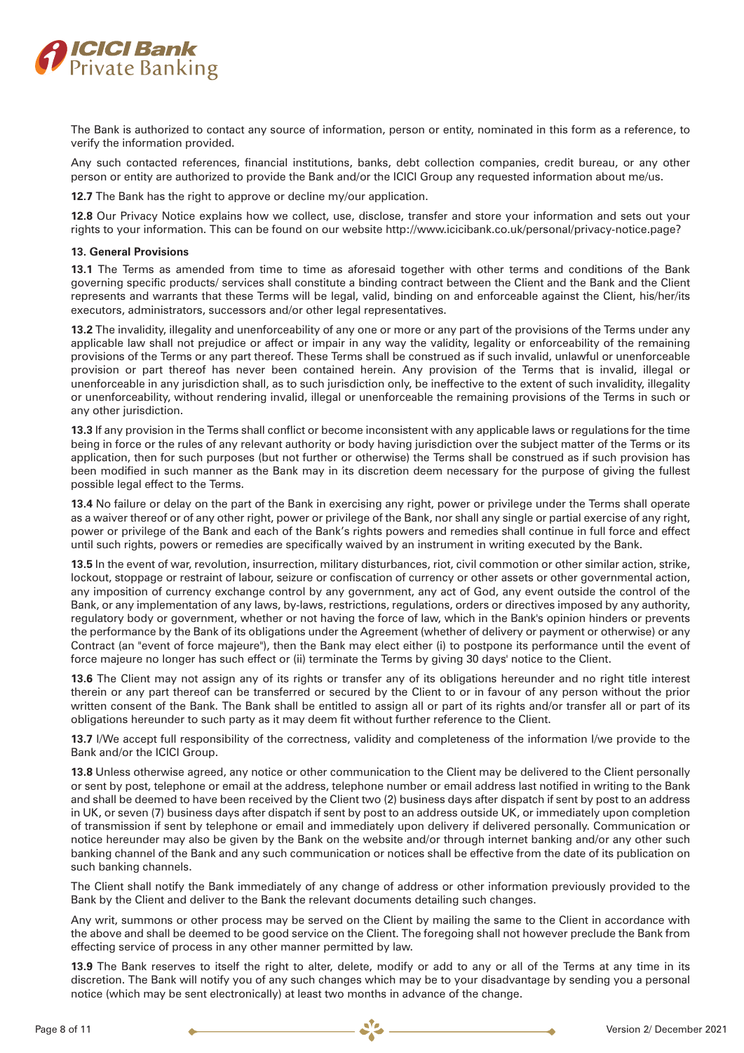The Bank is authorized to contact any source of information, person or entity, nominated in this form as a reference, to verify the information provided.

Any such contacted references, financial institutions, banks, debt collection companies, credit bureau, or any other person or entity are authorized to provide the Bank and/or the ICICI Group any requested information about me/us.

**12.7** The Bank has the right to approve or decline my/our application.

**12.8** Our Privacy Notice explains how we collect, use, disclose, transfer and store your information and sets out your rights to your information. This can be found on our website http://www.icicibank.co.uk/personal/privacy-notice.page?

**13. General Provisions**

**13.1** The Terms as amended from time to time as aforesaid together with other terms and conditions of the Bank governing specific products/ services shall constitute a binding contract between the Client and the Bank and the Client represents and warrants that these Terms will be legal, valid, binding on and enforceable against the Client, his/her/its executors, administrators, successors and/or other legal representatives.

**13.2** The invalidity, illegality and unenforceability of any one or more or any part of the provisions of the Terms under any applicable law shall not prejudice or affect or impair in any way the validity, legality or enforceability of the remaining provisions of the Terms or any part thereof. These Terms shall be construed as if such invalid, unlawful or unenforceable provision or part thereof has never been contained herein. Any provision of the Terms that is invalid, illegal or unenforceable in any jurisdiction shall, as to such jurisdiction only, be ineffective to the extent of such invalidity, illegality or unenforceability, without rendering invalid, illegal or unenforceable the remaining provisions of the Terms in such or any other jurisdiction.

**13.3** If any provision in the Terms shall conflict or become inconsistent with any applicable laws or regulations for the time being in force or the rules of any relevant authority or body having jurisdiction over the subject matter of the Terms or its application, then for such purposes (but not further or otherwise) the Terms shall be construed as if such provision has been modified in such manner as the Bank may in its discretion deem necessary for the purpose of giving the fullest possible legal effect to the Terms.

**13.4** No failure or delay on the part of the Bank in exercising any right, power or privilege under the Terms shall operate as a waiver thereof or of any other right, power or privilege of the Bank, nor shall any single or partial exercise of any right, power or privilege of the Bank and each of the Bank's rights powers and remedies shall continue in full force and effect until such rights, powers or remedies are specifically waived by an instrument in writing executed by the Bank.

**13.5** In the event of war, revolution, insurrection, military disturbances, riot, civil commotion or other similar action, strike, lockout, stoppage or restraint of labour, seizure or confiscation of currency or other assets or other governmental action, any imposition of currency exchange control by any government, any act of God, any event outside the control of the Bank, or any implementation of any laws, by-laws, restrictions, regulations, orders or directives imposed by any authority, regulatory body or government, whether or not having the force of law, which in the Bank's opinion hinders or prevents the performance by the Bank of its obligations under the Agreement (whether of delivery or payment or otherwise) or any Contract (an "event of force majeure"), then the Bank may elect either (i) to postpone its performance until the event of force majeure no longer has such effect or (ii) terminate the Terms by giving 30 days' notice to the Client.

**13.6** The Client may not assign any of its rights or transfer any of its obligations hereunder and no right title interest therein or any part thereof can be transferred or secured by the Client to or in favour of any person without the prior written consent of the Bank. The Bank shall be entitled to assign all or part of its rights and/or transfer all or part of its obligations hereunder to such party as it may deem fit without further reference to the Client.

**13.7** I/We accept full responsibility of the correctness, validity and completeness of the information I/we provide to the Bank and/or the ICICI Group.

**13.8** Unless otherwise agreed, any notice or other communication to the Client may be delivered to the Client personally or sent by post, telephone or email at the address, telephone number or email address last notified in writing to the Bank and shall be deemed to have been received by the Client two (2) business days after dispatch if sent by post to an address in UK, or seven (7) business days after dispatch if sent by post to an address outside UK, or immediately upon completion of transmission if sent by telephone or email and immediately upon delivery if delivered personally. Communication or notice hereunder may also be given by the Bank on the website and/or through internet banking and/or any other such banking channel of the Bank and any such communication or notices shall be effective from the date of its publication on such banking channels.

The Client shall notify the Bank immediately of any change of address or other information previously provided to the Bank by the Client and deliver to the Bank the relevant documents detailing such changes.

Any writ, summons or other process may be served on the Client by mailing the same to the Client in accordance with the above and shall be deemed to be good service on the Client. The foregoing shall not however preclude the Bank from effecting service of process in any other manner permitted by law.

**13.9** The Bank reserves to itself the right to alter, delete, modify or add to any or all of the Terms at any time in its discretion. The Bank will notify you of any such changes which may be to your disadvantage by sending you a personal notice (which may be sent electronically) at least two months in advance of the change.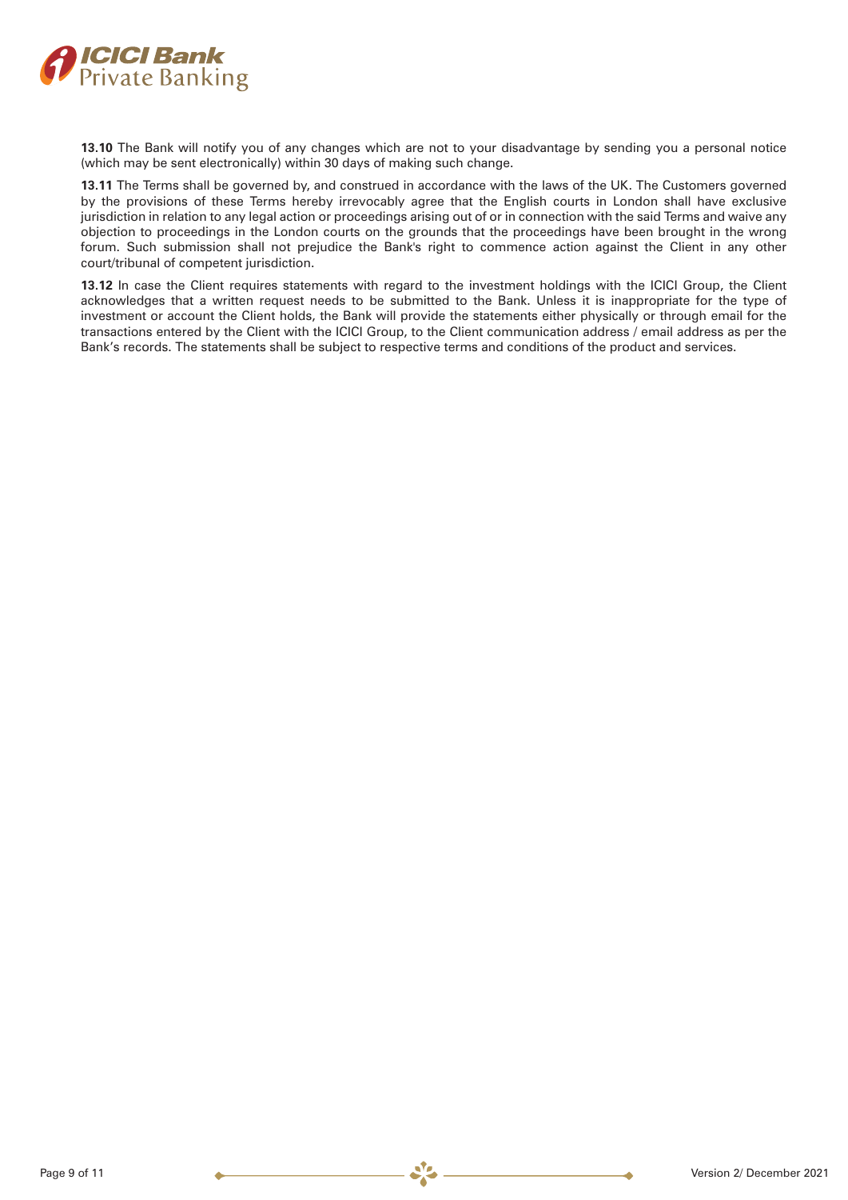**13.10** The Bank will notify you of any changes which are not to your disadvantage by sending you a personal notice (which may be sent electronically) within 30 days of making such change.

**13.11** The Terms shall be governed by, and construed in accordance with the laws of the UK. The Customers governed by the provisions of these Terms hereby irrevocably agree that the English courts in London shall have exclusive jurisdiction in relation to any legal action or proceedings arising out of or in connection with the said Terms and waive any objection to proceedings in the London courts on the grounds that the proceedings have been brought in the wrong forum. Such submission shall not prejudice the Bank's right to commence action against the Client in any other court/tribunal of competent jurisdiction.

**13.12** In case the Client requires statements with regard to the investment holdings with the ICICI Group, the Client acknowledges that a written request needs to be submitted to the Bank. Unless it is inappropriate for the type of investment or account the Client holds, the Bank will provide the statements either physically or through email for the transactions entered by the Client with the ICICI Group, to the Client communication address / email address as per the Bank's records. The statements shall be subject to respective terms and conditions of the product and services.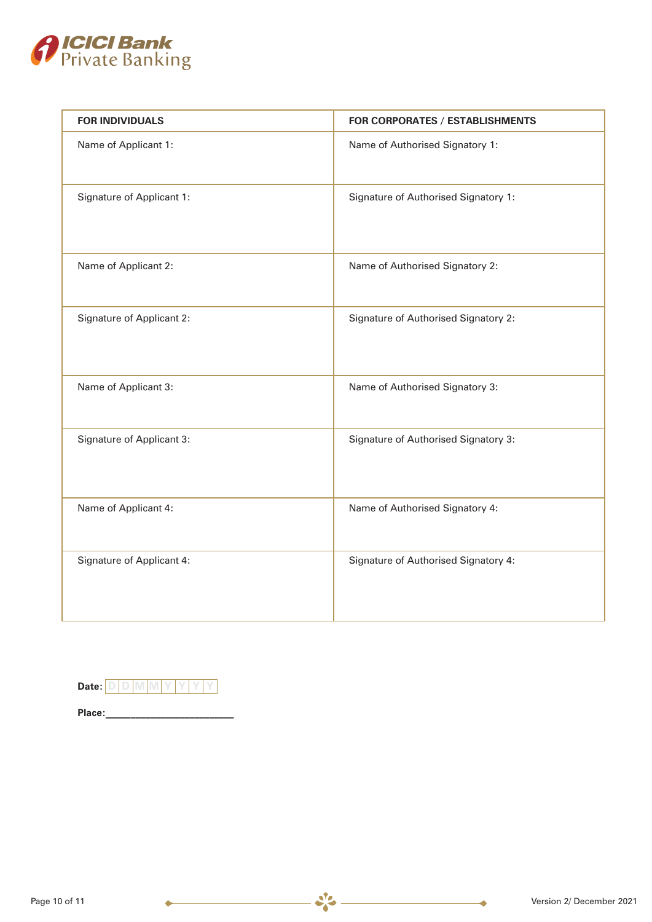| FOR INDIVIDUALS | FOR CORPORATES / ESTABLISHMENTS |
|---|---|
| Name of Applicant 1: | Name of Authorised Signatory 1: |
| Signature of Applicant 1: | Signature of Authorised Signatory 1: |
| Name of Applicant 2: | Name of Authorised Signatory 2: |
| Signature of Applicant 2: | Signature of Authorised Signatory 2: |
| Name of Applicant 3: | Name of Authorised Signatory 3: |
| Signature of Applicant 3: | Signature of Authorised Signatory 3: |
| Name of Applicant 4: | Name of Authorised Signatory 4: |
| Signature of Applicant 4: | Signature of Authorised Signatory 4: |

**Date:** D D M M Y Y Y Y

**Place:**\_\_\_\_\_\_\_\_\_\_\_\_\_\_\_\_\_\_\_\_\_\_\_\_\_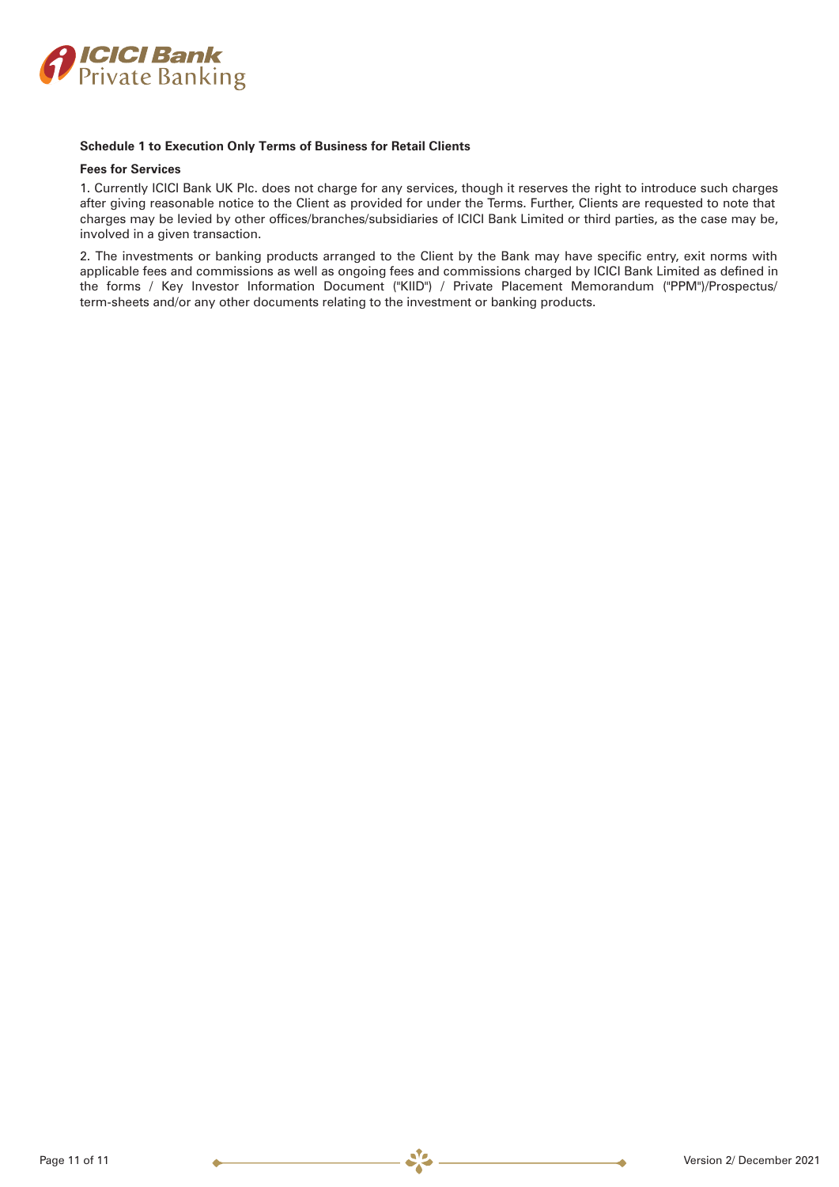**Schedule 1 to Execution Only Terms of Business for Retail Clients**

**Fees for Services**

1. Currently ICICI Bank UK Plc. does not charge for any services, though it reserves the right to introduce such charges after giving reasonable notice to the Client as provided for under the Terms. Further, Clients are requested to note that charges may be levied by other offices/branches/subsidiaries of ICICI Bank Limited or third parties, as the case may be, involved in a given transaction.

2. The investments or banking products arranged to the Client by the Bank may have specific entry, exit norms with applicable fees and commissions as well as ongoing fees and commissions charged by ICICI Bank Limited as defined in the forms / Key Investor Information Document ("KIID") / Private Placement Memorandum ("PPM")/Prospectus/ term-sheets and/or any other documents relating to the investment or banking products.